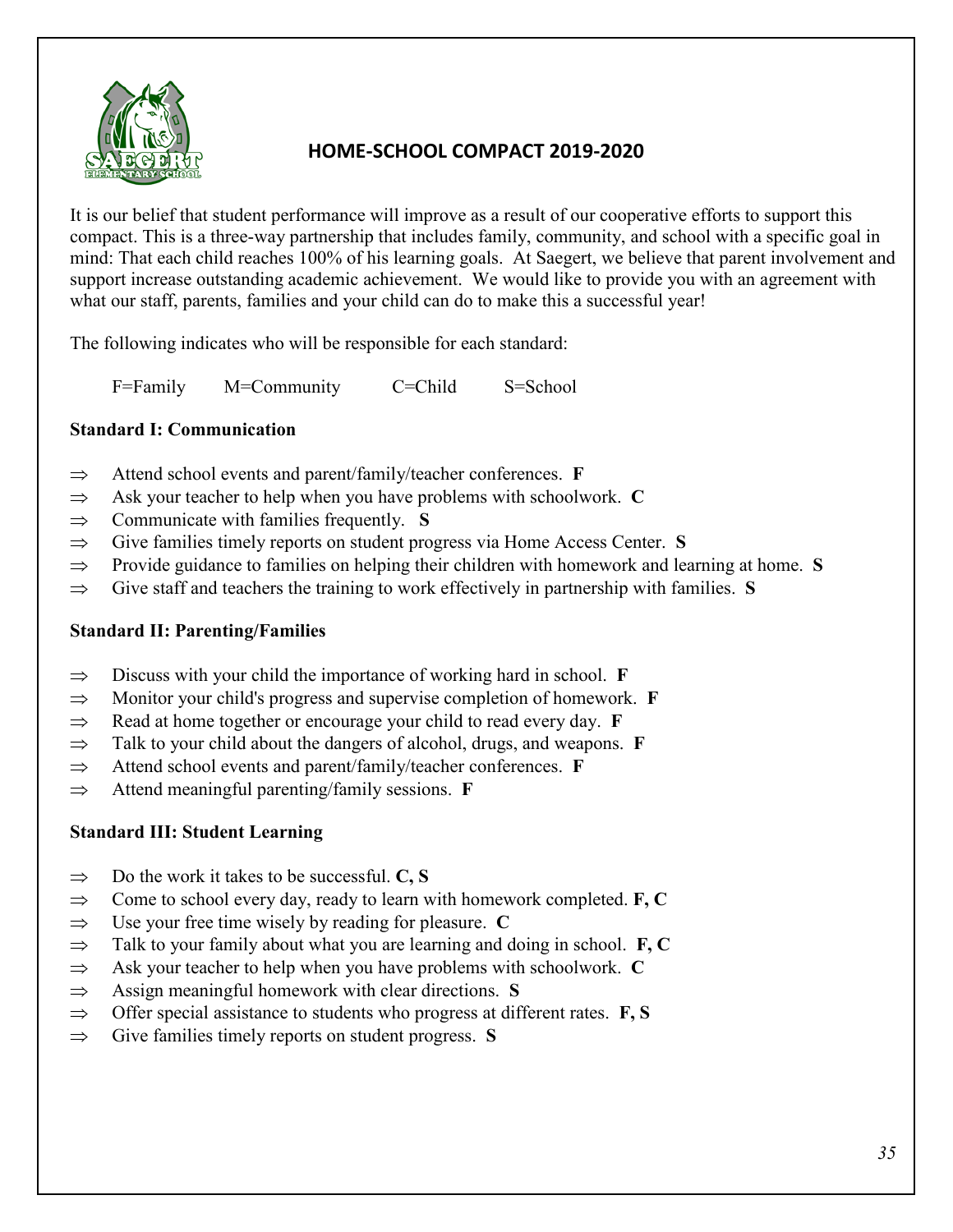# HOME-SCHOOL COMPACT 2019-2020

It is our belief that student performance will improve as a result of our cooperative efforts to support this compact. This is a three-way partnership that includes family, community, and school with a specific goal in mind: That each child reaches 100% of his learning goals. At Saegert, we believe that parent involvement and support increase outstanding academic achievement. We would like to provide you with an agreement with what our staff, parents, families and your child can do to make this a successful year!

The following indicates who will be responsible for each standard:

F=Family M=Community C=Child S=School

**Standard I: Communication**

- ⇒ Attend school events and parent/family/teacher conferences. **F**
- ⇒ Ask your teacher to help when you have problems with schoolwork. **C**
- ⇒ Communicate with families frequently. **S**
- ⇒ Give families timely reports on student progress via Home Access Center. **S**
- ⇒ Provide guidance to families on helping their children with homework and learning at home. **S**
- ⇒ Give staff and teachers the training to work effectively in partnership with families. **S**

**Standard II: Parenting/Families**

- ⇒ Discuss with your child the importance of working hard in school. **F**
- ⇒ Monitor your child's progress and supervise completion of homework. **F**
- ⇒ Read at home together or encourage your child to read every day. **F**
- ⇒ Talk to your child about the dangers of alcohol, drugs, and weapons. **F**
- ⇒ Attend school events and parent/family/teacher conferences. **F**
- ⇒ Attend meaningful parenting/family sessions. **F**

**Standard III: Student Learning**

- ⇒ Do the work it takes to be successful. **C, S**
- ⇒ Come to school every day, ready to learn with homework completed. **F, C**
- ⇒ Use your free time wisely by reading for pleasure. **C**
- ⇒ Talk to your family about what you are learning and doing in school. **F, C**
- ⇒ Ask your teacher to help when you have problems with schoolwork. **C**
- ⇒ Assign meaningful homework with clear directions. **S**
- ⇒ Offer special assistance to students who progress at different rates. **F, S**
- ⇒ Give families timely reports on student progress. **S**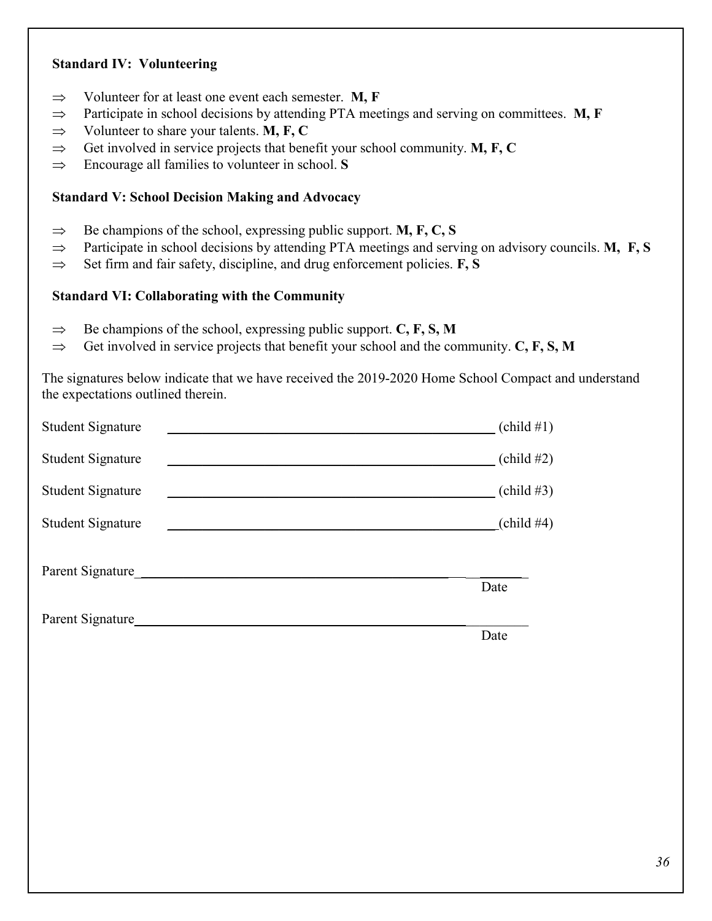**Standard IV: Volunteering**

- ⇒ Volunteer for at least one event each semester. **M, F**
- ⇒ Participate in school decisions by attending PTA meetings and serving on committees. **M, F**
- ⇒ Volunteer to share your talents. **M, F, C**
- ⇒ Get involved in service projects that benefit your school community. **M, F, C**
- ⇒ Encourage all families to volunteer in school. **S**

**Standard V: School Decision Making and Advocacy**

- ⇒ Be champions of the school, expressing public support. **M, F, C, S**
- ⇒ Participate in school decisions by attending PTA meetings and serving on advisory councils. **M, F, S**
- ⇒ Set firm and fair safety, discipline, and drug enforcement policies. **F, S**

**Standard VI: Collaborating with the Community**

- ⇒ Be champions of the school, expressing public support. **C, F, S, M**
- ⇒ Get involved in service projects that benefit your school and the community. **C, F, S, M**

The signatures below indicate that we have received the 2019-2020 Home School Compact and understand the expectations outlined therein.

Student Signature ______________________________________________ (child #1)

Student Signature ______________________________________________ (child #2)

Student Signature ______________________________________________ (child #3)

Student Signature ______________________________________________ (child #4)

Parent Signature ______________________________________________ ________
Date

Parent Signature ______________________________________________ ________
Date